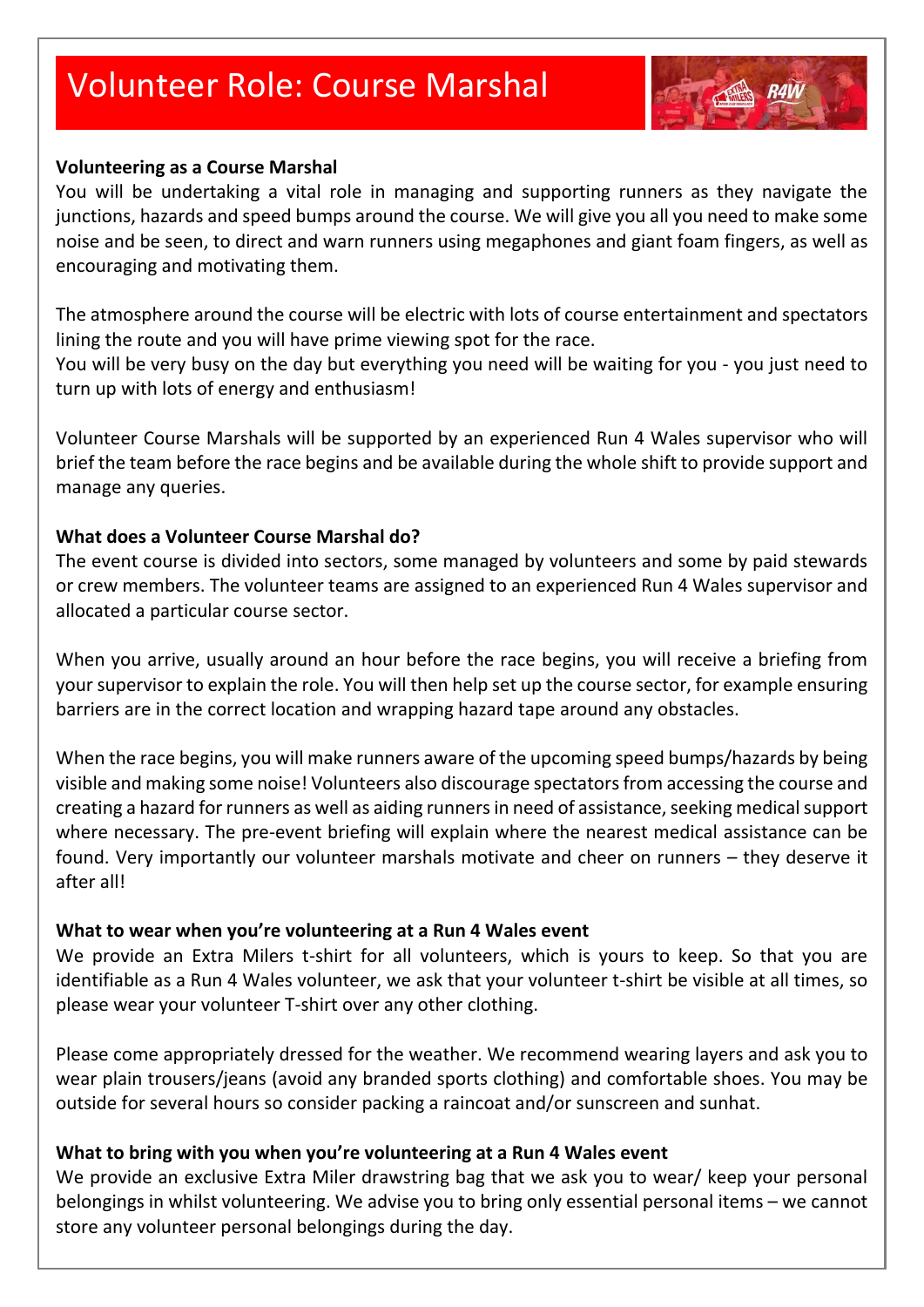# Volunteer Role: Course Marshal

**Volunteering as a Course Marshal**

You will be undertaking a vital role in managing and supporting runners as they navigate the junctions, hazards and speed bumps around the course. We will give you all you need to make some noise and be seen, to direct and warn runners using megaphones and giant foam fingers, as well as encouraging and motivating them.

The atmosphere around the course will be electric with lots of course entertainment and spectators lining the route and you will have prime viewing spot for the race.
You will be very busy on the day but everything you need will be waiting for you - you just need to turn up with lots of energy and enthusiasm!

Volunteer Course Marshals will be supported by an experienced Run 4 Wales supervisor who will brief the team before the race begins and be available during the whole shift to provide support and manage any queries.

**What does a Volunteer Course Marshal do?**

The event course is divided into sectors, some managed by volunteers and some by paid stewards or crew members. The volunteer teams are assigned to an experienced Run 4 Wales supervisor and allocated a particular course sector.

When you arrive, usually around an hour before the race begins, you will receive a briefing from your supervisor to explain the role. You will then help set up the course sector, for example ensuring barriers are in the correct location and wrapping hazard tape around any obstacles.

When the race begins, you will make runners aware of the upcoming speed bumps/hazards by being visible and making some noise! Volunteers also discourage spectators from accessing the course and creating a hazard for runners as well as aiding runners in need of assistance, seeking medical support where necessary. The pre-event briefing will explain where the nearest medical assistance can be found. Very importantly our volunteer marshals motivate and cheer on runners – they deserve it after all!

**What to wear when you're volunteering at a Run 4 Wales event**

We provide an Extra Milers t-shirt for all volunteers, which is yours to keep. So that you are identifiable as a Run 4 Wales volunteer, we ask that your volunteer t-shirt be visible at all times, so please wear your volunteer T-shirt over any other clothing.

Please come appropriately dressed for the weather. We recommend wearing layers and ask you to wear plain trousers/jeans (avoid any branded sports clothing) and comfortable shoes. You may be outside for several hours so consider packing a raincoat and/or sunscreen and sunhat.

**What to bring with you when you're volunteering at a Run 4 Wales event**

We provide an exclusive Extra Miler drawstring bag that we ask you to wear/ keep your personal belongings in whilst volunteering. We advise you to bring only essential personal items – we cannot store any volunteer personal belongings during the day.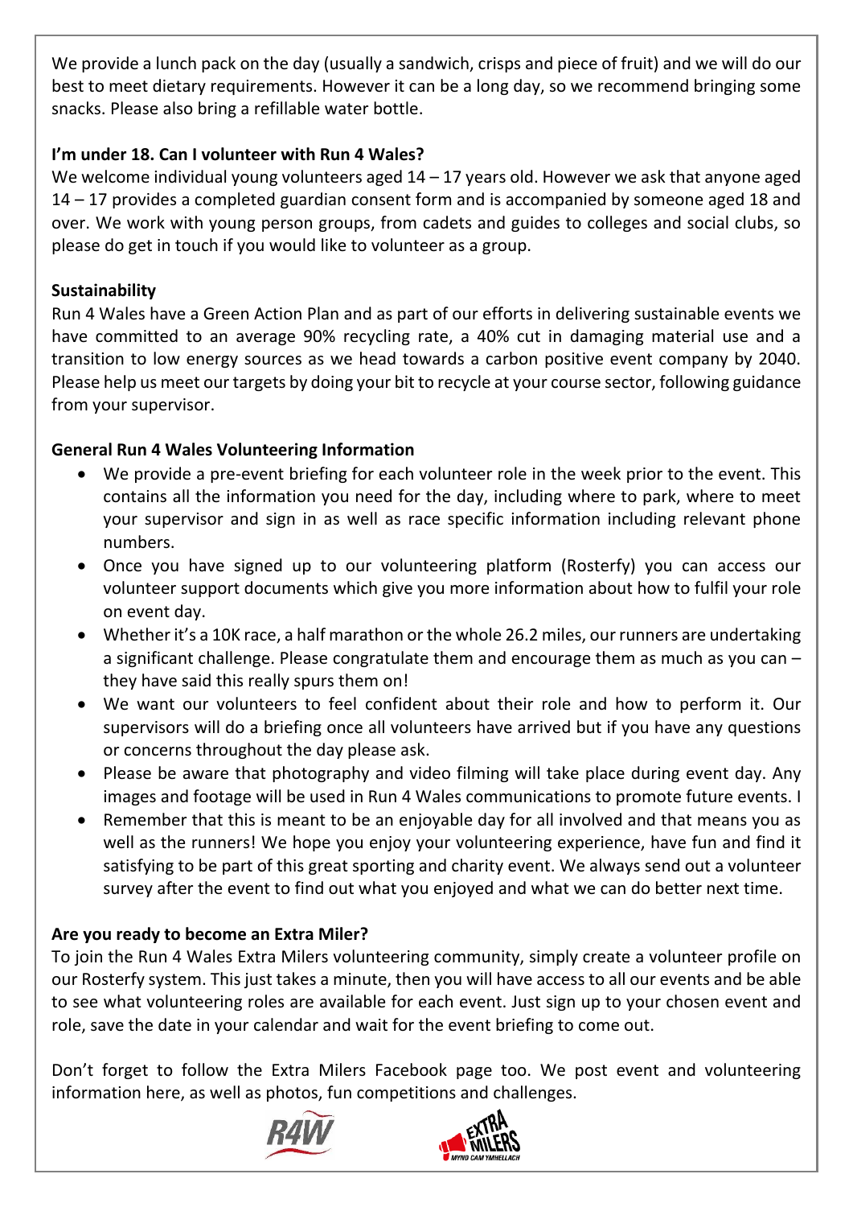We provide a lunch pack on the day (usually a sandwich, crisps and piece of fruit) and we will do our best to meet dietary requirements. However it can be a long day, so we recommend bringing some snacks. Please also bring a refillable water bottle.

**I'm under 18. Can I volunteer with Run 4 Wales?**

We welcome individual young volunteers aged 14 – 17 years old. However we ask that anyone aged 14 – 17 provides a completed guardian consent form and is accompanied by someone aged 18 and over. We work with young person groups, from cadets and guides to colleges and social clubs, so please do get in touch if you would like to volunteer as a group.

**Sustainability**

Run 4 Wales have a Green Action Plan and as part of our efforts in delivering sustainable events we have committed to an average 90% recycling rate, a 40% cut in damaging material use and a transition to low energy sources as we head towards a carbon positive event company by 2040. Please help us meet our targets by doing your bit to recycle at your course sector, following guidance from your supervisor.

**General Run 4 Wales Volunteering Information**

- We provide a pre-event briefing for each volunteer role in the week prior to the event. This contains all the information you need for the day, including where to park, where to meet your supervisor and sign in as well as race specific information including relevant phone numbers.
- Once you have signed up to our volunteering platform (Rosterfy) you can access our volunteer support documents which give you more information about how to fulfil your role on event day.
- Whether it's a 10K race, a half marathon or the whole 26.2 miles, our runners are undertaking a significant challenge. Please congratulate them and encourage them as much as you can – they have said this really spurs them on!
- We want our volunteers to feel confident about their role and how to perform it. Our supervisors will do a briefing once all volunteers have arrived but if you have any questions or concerns throughout the day please ask.
- Please be aware that photography and video filming will take place during event day. Any images and footage will be used in Run 4 Wales communications to promote future events. I
- Remember that this is meant to be an enjoyable day for all involved and that means you as well as the runners! We hope you enjoy your volunteering experience, have fun and find it satisfying to be part of this great sporting and charity event. We always send out a volunteer survey after the event to find out what you enjoyed and what we can do better next time.

**Are you ready to become an Extra Miler?**

To join the Run 4 Wales Extra Milers volunteering community, simply create a volunteer profile on our Rosterfy system. This just takes a minute, then you will have access to all our events and be able to see what volunteering roles are available for each event. Just sign up to your chosen event and role, save the date in your calendar and wait for the event briefing to come out.

Don't forget to follow the Extra Milers Facebook page too. We post event and volunteering information here, as well as photos, fun competitions and challenges.